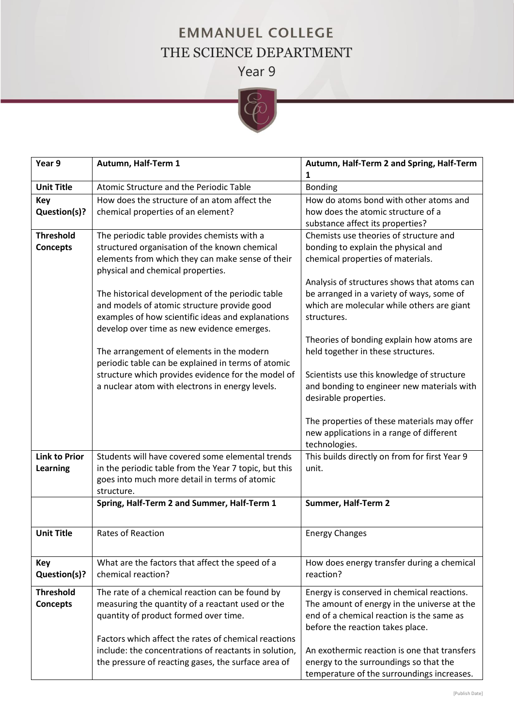# EMMANUEL COLLEGE

## THE SCIENCE DEPARTMENT

### Year 9

| Year 9 | Autumn, Half-Term 1 | Autumn, Half-Term 2 and Spring, Half-Term 1 |
|---|---|---|
| **Unit Title** | Atomic Structure and the Periodic Table | Bonding |
| **Key Question(s)?** | How does the structure of an atom affect the chemical properties of an element? | How do atoms bond with other atoms and how does the atomic structure of a substance affect its properties? |
| **Threshold Concepts** | The periodic table provides chemists with a structured organisation of the known chemical elements from which they can make sense of their physical and chemical properties.<br><br>The historical development of the periodic table and models of atomic structure provide good examples of how scientific ideas and explanations develop over time as new evidence emerges.<br><br>The arrangement of elements in the modern periodic table can be explained in terms of atomic structure which provides evidence for the model of a nuclear atom with electrons in energy levels. | Chemists use theories of structure and bonding to explain the physical and chemical properties of materials.<br><br>Analysis of structures shows that atoms can be arranged in a variety of ways, some of which are molecular while others are giant structures.<br><br>Theories of bonding explain how atoms are held together in these structures.<br><br>Scientists use this knowledge of structure and bonding to engineer new materials with desirable properties.<br><br>The properties of these materials may offer new applications in a range of different technologies. |
| **Link to Prior Learning** | Students will have covered some elemental trends in the periodic table from the Year 7 topic, but this goes into much more detail in terms of atomic structure. | This builds directly on from for first Year 9 unit. |
| | **Spring, Half-Term 2 and Summer, Half-Term 1** | **Summer, Half-Term 2** |
| **Unit Title** | Rates of Reaction | Energy Changes |
| **Key Question(s)?** | What are the factors that affect the speed of a chemical reaction? | How does energy transfer during a chemical reaction? |
| **Threshold Concepts** | The rate of a chemical reaction can be found by measuring the quantity of a reactant used or the quantity of product formed over time.<br><br>Factors which affect the rates of chemical reactions include: the concentrations of reactants in solution, the pressure of reacting gases, the surface area of | Energy is conserved in chemical reactions. The amount of energy in the universe at the end of a chemical reaction is the same as before the reaction takes place.<br><br>An exothermic reaction is one that transfers energy to the surroundings so that the temperature of the surroundings increases. |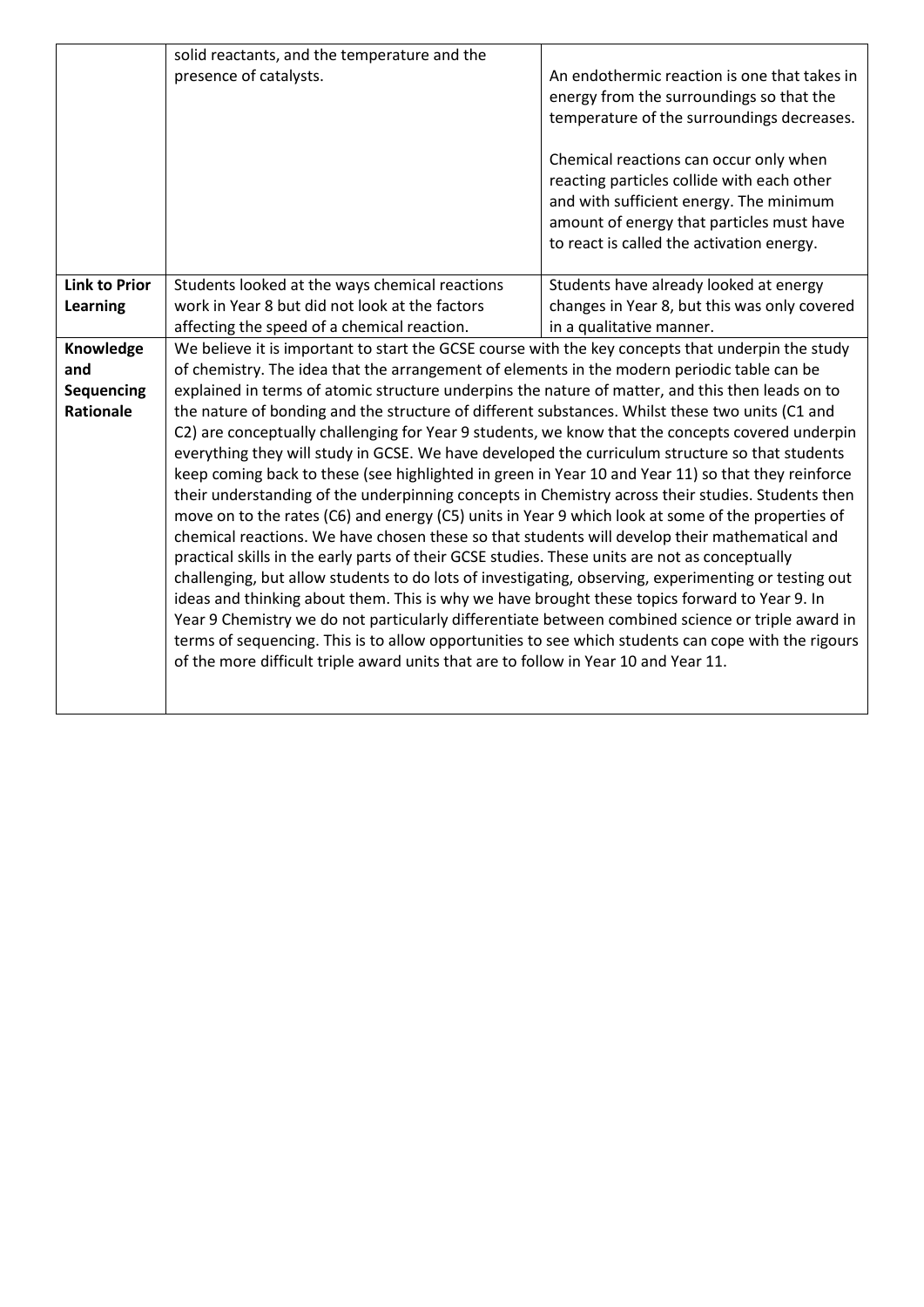| | | |
|---|---|---|
| | solid reactants, and the temperature and the presence of catalysts. | An endothermic reaction is one that takes in energy from the surroundings so that the temperature of the surroundings decreases.<br><br>Chemical reactions can occur only when reacting particles collide with each other and with sufficient energy. The minimum amount of energy that particles must have to react is called the activation energy. |
| **Link to Prior Learning** | Students looked at the ways chemical reactions work in Year 8 but did not look at the factors affecting the speed of a chemical reaction. | Students have already looked at energy changes in Year 8, but this was only covered in a qualitative manner. |
| **Knowledge and Sequencing Rationale** | We believe it is important to start the GCSE course with the key concepts that underpin the study of chemistry. The idea that the arrangement of elements in the modern periodic table can be explained in terms of atomic structure underpins the nature of matter, and this then leads on to the nature of bonding and the structure of different substances. Whilst these two units (C1 and C2) are conceptually challenging for Year 9 students, we know that the concepts covered underpin everything they will study in GCSE. We have developed the curriculum structure so that students keep coming back to these (see highlighted in green in Year 10 and Year 11) so that they reinforce their understanding of the underpinning concepts in Chemistry across their studies. Students then move on to the rates (C6) and energy (C5) units in Year 9 which look at some of the properties of chemical reactions. We have chosen these so that students will develop their mathematical and practical skills in the early parts of their GCSE studies. These units are not as conceptually challenging, but allow students to do lots of investigating, observing, experimenting or testing out ideas and thinking about them. This is why we have brought these topics forward to Year 9. In Year 9 Chemistry we do not particularly differentiate between combined science or triple award in terms of sequencing. This is to allow opportunities to see which students can cope with the rigours of the more difficult triple award units that are to follow in Year 10 and Year 11. | |